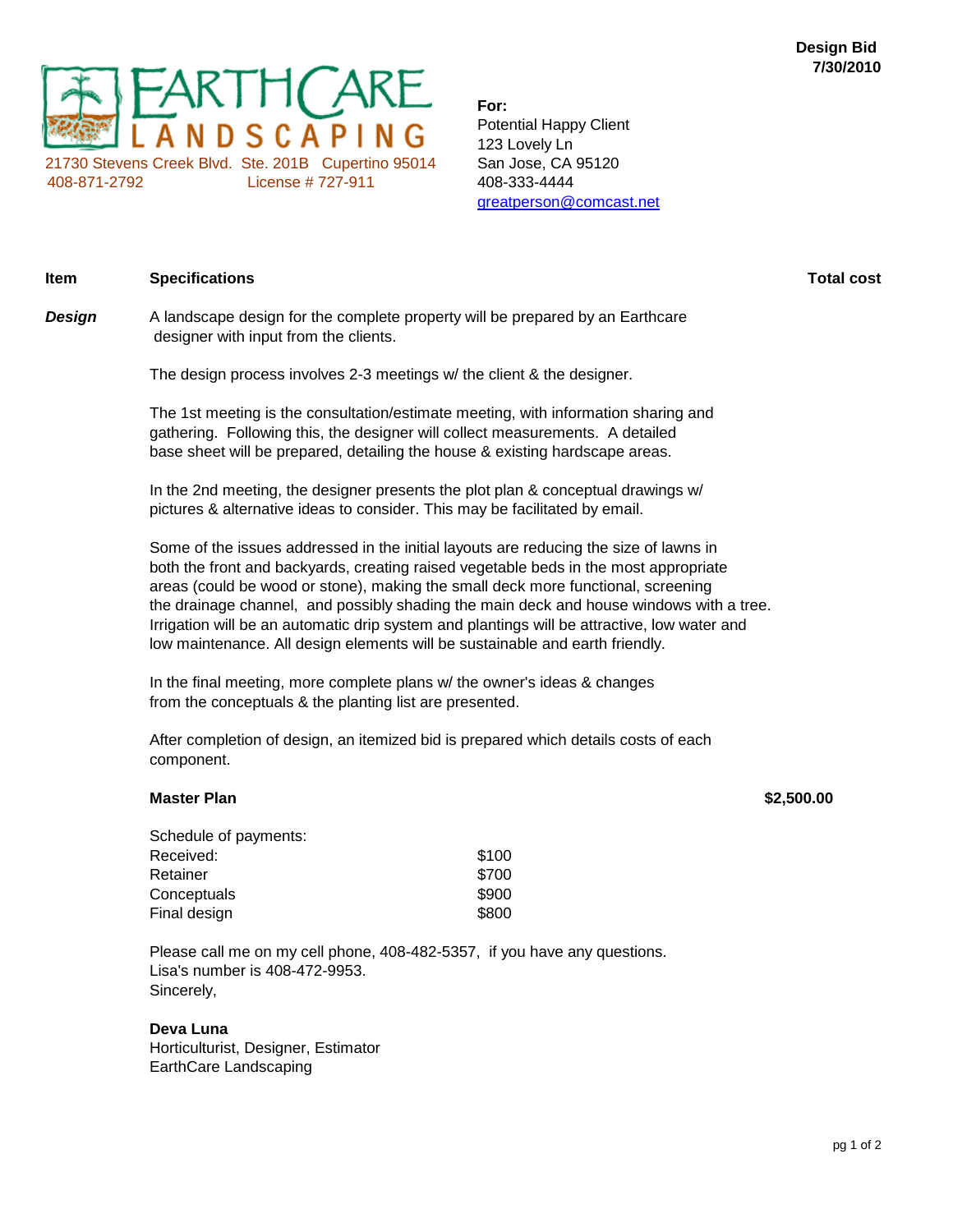**Design Bid**
**7/30/2010**

EARTHCARE LANDSCAPING
21730 Stevens Creek Blvd. Ste. 201B Cupertino 95014
408-871-2792 License # 727-911

**For:**
Potential Happy Client
123 Lovely Ln
San Jose, CA 95120
408-333-4444
greatperson@comcast.net

| **Item** | **Specifications** | **Total cost** |
|---|---|---|

***Design***

A landscape design for the complete property will be prepared by an Earthcare designer with input from the clients.

The design process involves 2-3 meetings w/ the client & the designer.

The 1st meeting is the consultation/estimate meeting, with information sharing and gathering. Following this, the designer will collect measurements. A detailed base sheet will be prepared, detailing the house & existing hardscape areas.

In the 2nd meeting, the designer presents the plot plan & conceptual drawings w/ pictures & alternative ideas to consider. This may be facilitated by email.

Some of the issues addressed in the initial layouts are reducing the size of lawns in both the front and backyards, creating raised vegetable beds in the most appropriate areas (could be wood or stone), making the small deck more functional, screening the drainage channel, and possibly shading the main deck and house windows with a tree. Irrigation will be an automatic drip system and plantings will be attractive, low water and low maintenance. All design elements will be sustainable and earth friendly.

In the final meeting, more complete plans w/ the owner's ideas & changes from the conceptuals & the planting list are presented.

After completion of design, an itemized bid is prepared which details costs of each component.

**Master Plan** **$2,500.00**

Schedule of payments:

| | |
|---|---|
| Received: | $100 |
| Retainer | $700 |
| Conceptuals | $900 |
| Final design | $800 |

Please call me on my cell phone, 408-482-5357, if you have any questions.
Lisa's number is 408-472-9953.
Sincerely,

**Deva Luna**
Horticulturist, Designer, Estimator
EarthCare Landscaping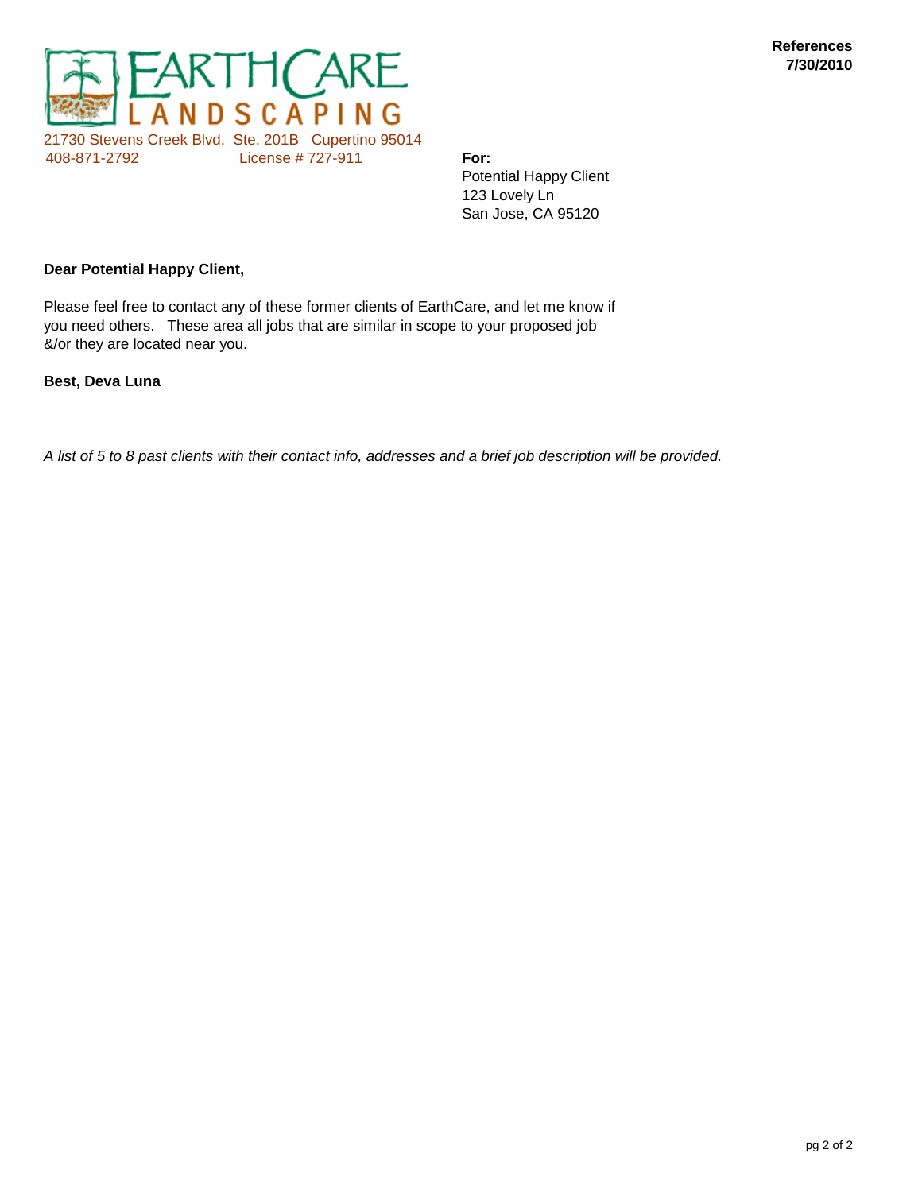**References**
**7/30/2010**

EARTHCARE LANDSCAPING
21730 Stevens Creek Blvd. Ste. 201B Cupertino 95014
408-871-2792 License # 727-911

**For:**
Potential Happy Client
123 Lovely Ln
San Jose, CA 95120

**Dear Potential Happy Client,**

Please feel free to contact any of these former clients of EarthCare, and let me know if you need others. These area all jobs that are similar in scope to your proposed job &/or they are located near you.

**Best, Deva Luna**

*A list of 5 to 8 past clients with their contact info, addresses and a brief job description will be provided.*